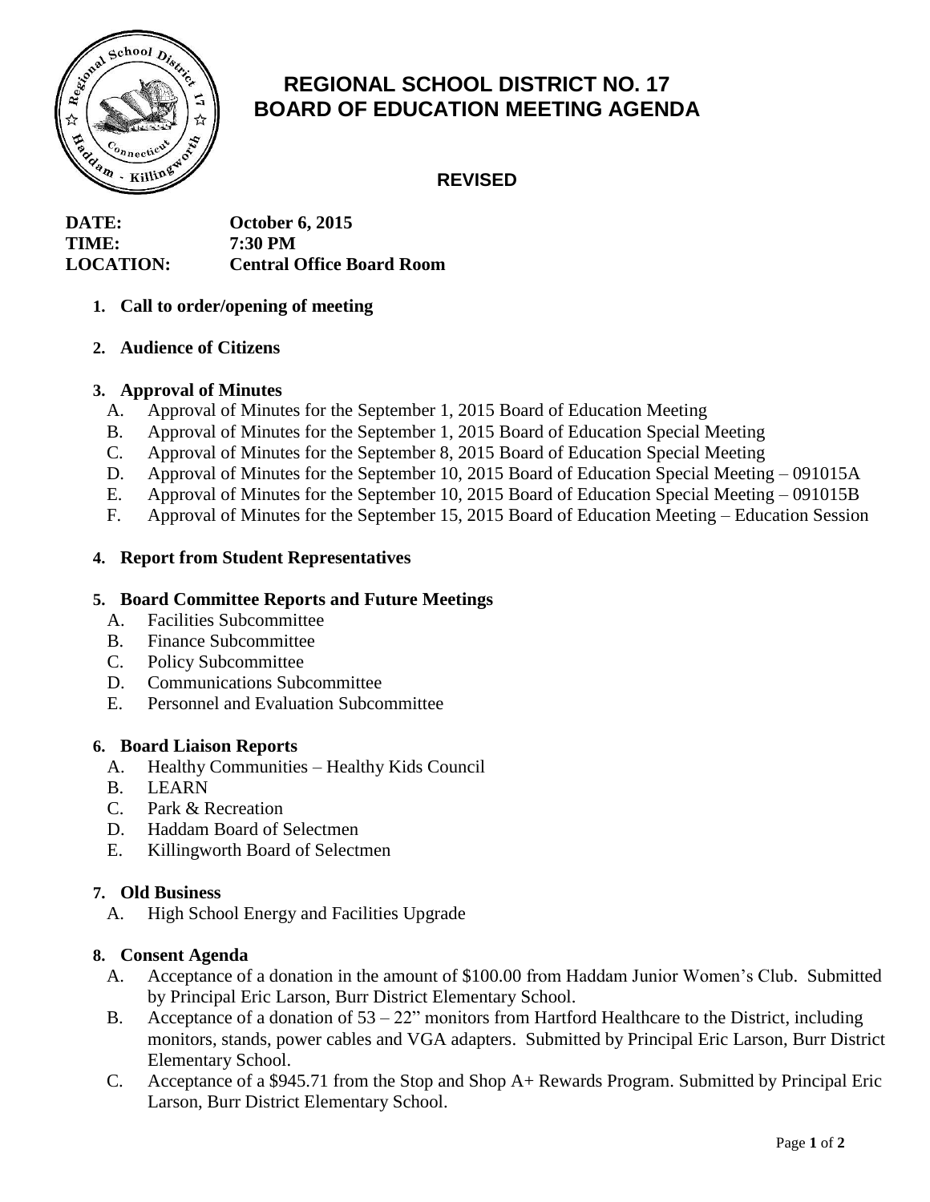# REGIONAL SCHOOL DISTRICT NO. 17
# BOARD OF EDUCATION MEETING AGENDA

**REVISED**

**DATE:** October 6, 2015
**TIME:** 7:30 PM
**LOCATION:** Central Office Board Room

1. **Call to order/opening of meeting**

2. **Audience of Citizens**

3. **Approval of Minutes**
   - A. Approval of Minutes for the September 1, 2015 Board of Education Meeting
   - B. Approval of Minutes for the September 1, 2015 Board of Education Special Meeting
   - C. Approval of Minutes for the September 8, 2015 Board of Education Special Meeting
   - D. Approval of Minutes for the September 10, 2015 Board of Education Special Meeting – 091015A
   - E. Approval of Minutes for the September 10, 2015 Board of Education Special Meeting – 091015B
   - F. Approval of Minutes for the September 15, 2015 Board of Education Meeting – Education Session

4. **Report from Student Representatives**

5. **Board Committee Reports and Future Meetings**
   - A. Facilities Subcommittee
   - B. Finance Subcommittee
   - C. Policy Subcommittee
   - D. Communications Subcommittee
   - E. Personnel and Evaluation Subcommittee

6. **Board Liaison Reports**
   - A. Healthy Communities – Healthy Kids Council
   - B. LEARN
   - C. Park & Recreation
   - D. Haddam Board of Selectmen
   - E. Killingworth Board of Selectmen

7. **Old Business**
   - A. High School Energy and Facilities Upgrade

8. **Consent Agenda**
   - A. Acceptance of a donation in the amount of $100.00 from Haddam Junior Women's Club. Submitted by Principal Eric Larson, Burr District Elementary School.
   - B. Acceptance of a donation of 53 – 22" monitors from Hartford Healthcare to the District, including monitors, stands, power cables and VGA adapters. Submitted by Principal Eric Larson, Burr District Elementary School.
   - C. Acceptance of a $945.71 from the Stop and Shop A+ Rewards Program. Submitted by Principal Eric Larson, Burr District Elementary School.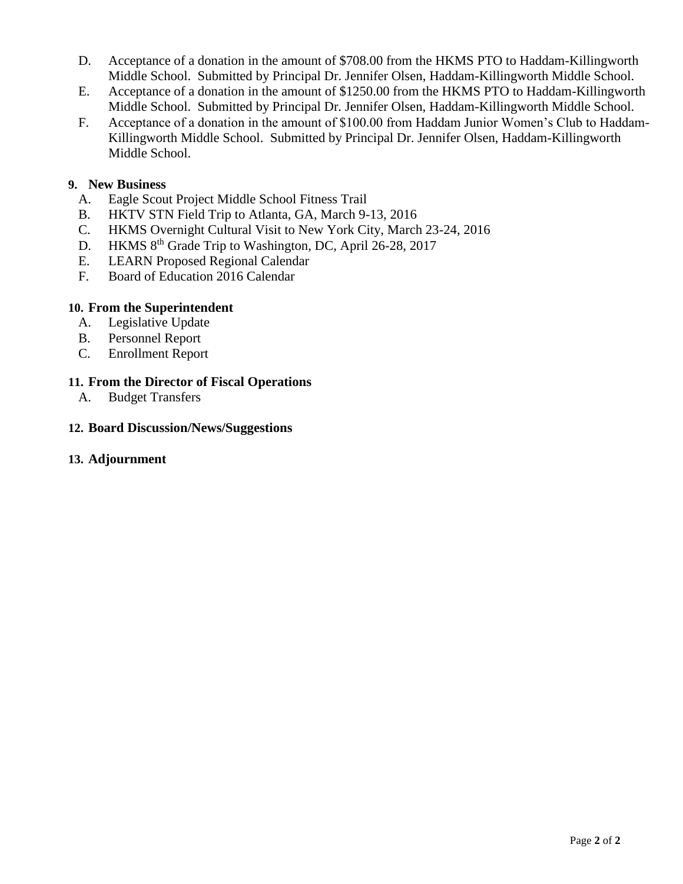D. Acceptance of a donation in the amount of $708.00 from the HKMS PTO to Haddam-Killingworth Middle School. Submitted by Principal Dr. Jennifer Olsen, Haddam-Killingworth Middle School.

E. Acceptance of a donation in the amount of $1250.00 from the HKMS PTO to Haddam-Killingworth Middle School. Submitted by Principal Dr. Jennifer Olsen, Haddam-Killingworth Middle School.

F. Acceptance of a donation in the amount of $100.00 from Haddam Junior Women's Club to Haddam-Killingworth Middle School. Submitted by Principal Dr. Jennifer Olsen, Haddam-Killingworth Middle School.

**9. New Business**

A. Eagle Scout Project Middle School Fitness Trail

B. HKTV STN Field Trip to Atlanta, GA, March 9-13, 2016

C. HKMS Overnight Cultural Visit to New York City, March 23-24, 2016

D. HKMS 8th Grade Trip to Washington, DC, April 26-28, 2017

E. LEARN Proposed Regional Calendar

F. Board of Education 2016 Calendar

**10. From the Superintendent**

A. Legislative Update

B. Personnel Report

C. Enrollment Report

**11. From the Director of Fiscal Operations**

A. Budget Transfers

**12. Board Discussion/News/Suggestions**

**13. Adjournment**